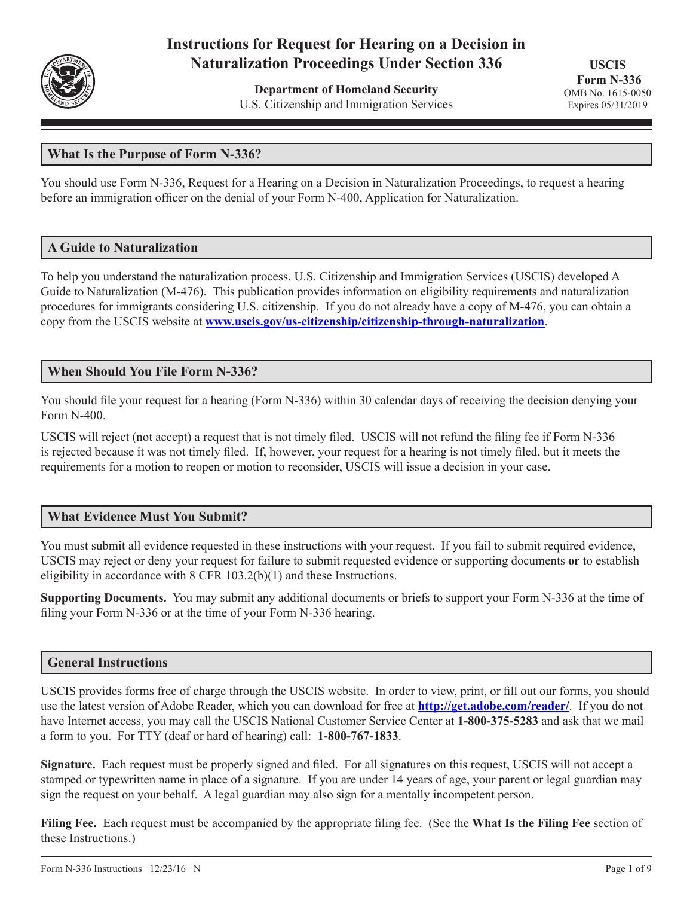# Instructions for Request for Hearing on a Decision in Naturalization Proceedings Under Section 336

**Department of Homeland Security**
U.S. Citizenship and Immigration Services

**USCIS**
**Form N-336**
OMB No. 1615-0050
Expires 05/31/2019

## What Is the Purpose of Form N-336?

You should use Form N-336, Request for a Hearing on a Decision in Naturalization Proceedings, to request a hearing before an immigration officer on the denial of your Form N-400, Application for Naturalization.

## A Guide to Naturalization

To help you understand the naturalization process, U.S. Citizenship and Immigration Services (USCIS) developed A Guide to Naturalization (M-476). This publication provides information on eligibility requirements and naturalization procedures for immigrants considering U.S. citizenship. If you do not already have a copy of M-476, you can obtain a copy from the USCIS website at **www.uscis.gov/us-citizenship/citizenship-through-naturalization**.

## When Should You File Form N-336?

You should file your request for a hearing (Form N-336) within 30 calendar days of receiving the decision denying your Form N-400.

USCIS will reject (not accept) a request that is not timely filed. USCIS will not refund the filing fee if Form N-336 is rejected because it was not timely filed. If, however, your request for a hearing is not timely filed, but it meets the requirements for a motion to reopen or motion to reconsider, USCIS will issue a decision in your case.

## What Evidence Must You Submit?

You must submit all evidence requested in these instructions with your request. If you fail to submit required evidence, USCIS may reject or deny your request for failure to submit requested evidence or supporting documents **or** to establish eligibility in accordance with 8 CFR 103.2(b)(1) and these Instructions.

**Supporting Documents.** You may submit any additional documents or briefs to support your Form N-336 at the time of filing your Form N-336 or at the time of your Form N-336 hearing.

## General Instructions

USCIS provides forms free of charge through the USCIS website. In order to view, print, or fill out our forms, you should use the latest version of Adobe Reader, which you can download for free at **http://get.adobe.com/reader/**. If you do not have Internet access, you may call the USCIS National Customer Service Center at **1-800-375-5283** and ask that we mail a form to you. For TTY (deaf or hard of hearing) call: **1-800-767-1833**.

**Signature.** Each request must be properly signed and filed. For all signatures on this request, USCIS will not accept a stamped or typewritten name in place of a signature. If you are under 14 years of age, your parent or legal guardian may sign the request on your behalf. A legal guardian may also sign for a mentally incompetent person.

**Filing Fee.** Each request must be accompanied by the appropriate filing fee. (See the **What Is the Filing Fee** section of these Instructions.)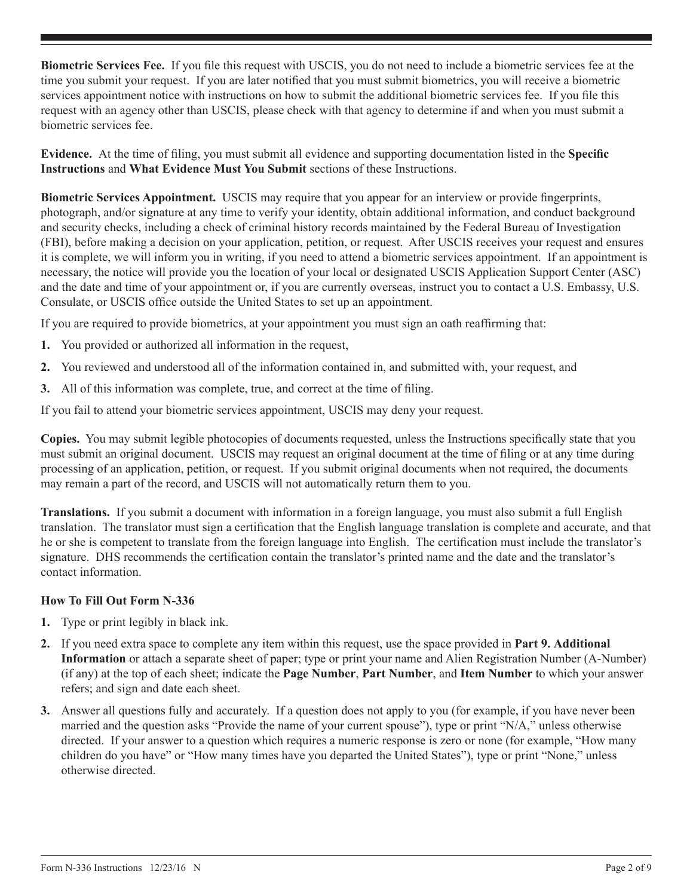**Biometric Services Fee.** If you file this request with USCIS, you do not need to include a biometric services fee at the time you submit your request. If you are later notified that you must submit biometrics, you will receive a biometric services appointment notice with instructions on how to submit the additional biometric services fee. If you file this request with an agency other than USCIS, please check with that agency to determine if and when you must submit a biometric services fee.

**Evidence.** At the time of filing, you must submit all evidence and supporting documentation listed in the **Specific Instructions** and **What Evidence Must You Submit** sections of these Instructions.

**Biometric Services Appointment.** USCIS may require that you appear for an interview or provide fingerprints, photograph, and/or signature at any time to verify your identity, obtain additional information, and conduct background and security checks, including a check of criminal history records maintained by the Federal Bureau of Investigation (FBI), before making a decision on your application, petition, or request. After USCIS receives your request and ensures it is complete, we will inform you in writing, if you need to attend a biometric services appointment. If an appointment is necessary, the notice will provide you the location of your local or designated USCIS Application Support Center (ASC) and the date and time of your appointment or, if you are currently overseas, instruct you to contact a U.S. Embassy, U.S. Consulate, or USCIS office outside the United States to set up an appointment.

If you are required to provide biometrics, at your appointment you must sign an oath reaffirming that:

1. You provided or authorized all information in the request,
2. You reviewed and understood all of the information contained in, and submitted with, your request, and
3. All of this information was complete, true, and correct at the time of filing.

If you fail to attend your biometric services appointment, USCIS may deny your request.

**Copies.** You may submit legible photocopies of documents requested, unless the Instructions specifically state that you must submit an original document. USCIS may request an original document at the time of filing or at any time during processing of an application, petition, or request. If you submit original documents when not required, the documents may remain a part of the record, and USCIS will not automatically return them to you.

**Translations.** If you submit a document with information in a foreign language, you must also submit a full English translation. The translator must sign a certification that the English language translation is complete and accurate, and that he or she is competent to translate from the foreign language into English. The certification must include the translator's signature. DHS recommends the certification contain the translator's printed name and the date and the translator's contact information.

### How To Fill Out Form N-336

1. Type or print legibly in black ink.
2. If you need extra space to complete any item within this request, use the space provided in **Part 9. Additional Information** or attach a separate sheet of paper; type or print your name and Alien Registration Number (A-Number) (if any) at the top of each sheet; indicate the **Page Number**, **Part Number**, and **Item Number** to which your answer refers; and sign and date each sheet.
3. Answer all questions fully and accurately. If a question does not apply to you (for example, if you have never been married and the question asks "Provide the name of your current spouse"), type or print "N/A," unless otherwise directed. If your answer to a question which requires a numeric response is zero or none (for example, "How many children do you have" or "How many times have you departed the United States"), type or print "None," unless otherwise directed.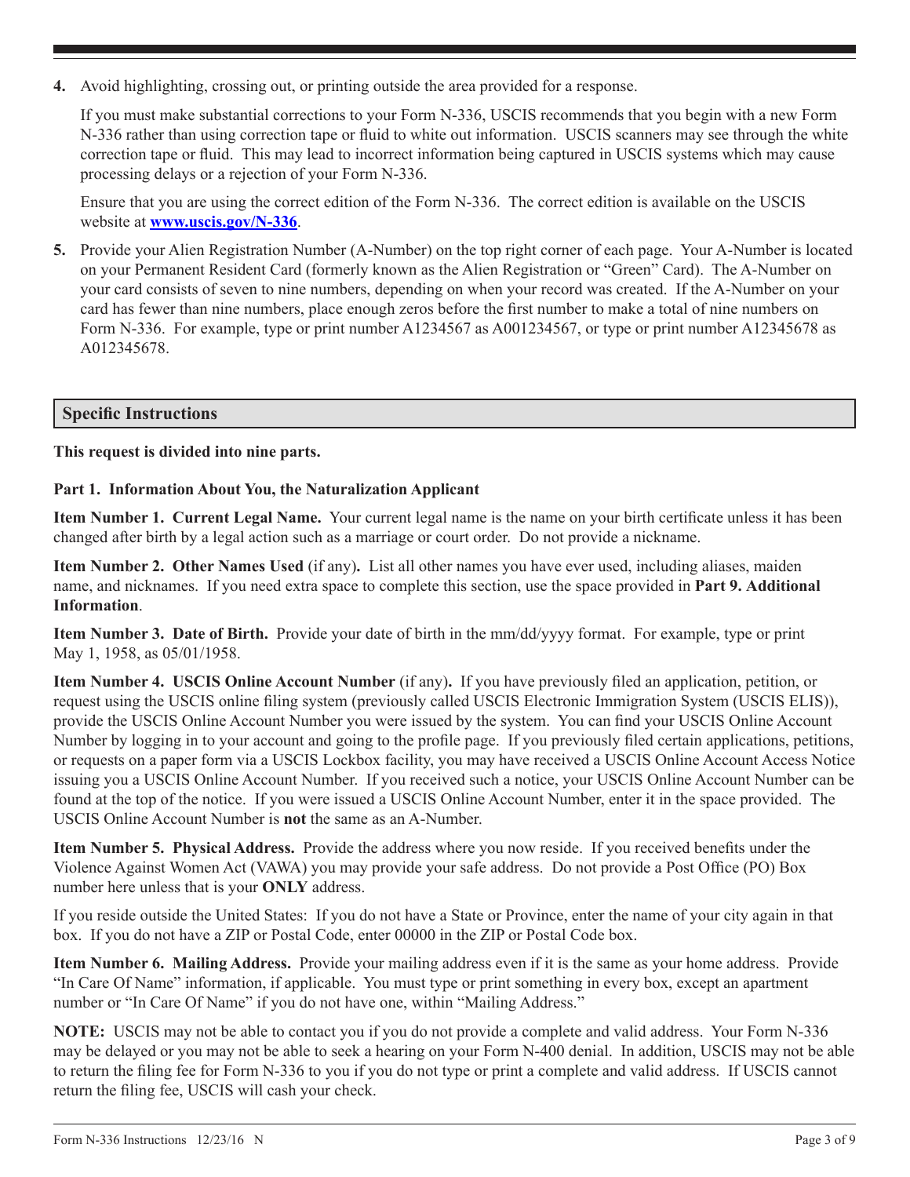4. Avoid highlighting, crossing out, or printing outside the area provided for a response.

   If you must make substantial corrections to your Form N-336, USCIS recommends that you begin with a new Form N-336 rather than using correction tape or fluid to white out information. USCIS scanners may see through the white correction tape or fluid. This may lead to incorrect information being captured in USCIS systems which may cause processing delays or a rejection of your Form N-336.

   Ensure that you are using the correct edition of the Form N-336. The correct edition is available on the USCIS website at **www.uscis.gov/N-336**.

5. Provide your Alien Registration Number (A-Number) on the top right corner of each page. Your A-Number is located on your Permanent Resident Card (formerly known as the Alien Registration or "Green" Card). The A-Number on your card consists of seven to nine numbers, depending on when your record was created. If the A-Number on your card has fewer than nine numbers, place enough zeros before the first number to make a total of nine numbers on Form N-336. For example, type or print number A1234567 as A001234567, or type or print number A12345678 as A012345678.

## Specific Instructions

**This request is divided into nine parts.**

**Part 1. Information About You, the Naturalization Applicant**

**Item Number 1. Current Legal Name.** Your current legal name is the name on your birth certificate unless it has been changed after birth by a legal action such as a marriage or court order. Do not provide a nickname.

**Item Number 2. Other Names Used** (if any)**.** List all other names you have ever used, including aliases, maiden name, and nicknames. If you need extra space to complete this section, use the space provided in **Part 9. Additional Information**.

**Item Number 3. Date of Birth.** Provide your date of birth in the mm/dd/yyyy format. For example, type or print May 1, 1958, as 05/01/1958.

**Item Number 4. USCIS Online Account Number** (if any)**.** If you have previously filed an application, petition, or request using the USCIS online filing system (previously called USCIS Electronic Immigration System (USCIS ELIS)), provide the USCIS Online Account Number you were issued by the system. You can find your USCIS Online Account Number by logging in to your account and going to the profile page. If you previously filed certain applications, petitions, or requests on a paper form via a USCIS Lockbox facility, you may have received a USCIS Online Account Access Notice issuing you a USCIS Online Account Number. If you received such a notice, your USCIS Online Account Number can be found at the top of the notice. If you were issued a USCIS Online Account Number, enter it in the space provided. The USCIS Online Account Number is **not** the same as an A-Number.

**Item Number 5. Physical Address.** Provide the address where you now reside. If you received benefits under the Violence Against Women Act (VAWA) you may provide your safe address. Do not provide a Post Office (PO) Box number here unless that is your **ONLY** address.

If you reside outside the United States: If you do not have a State or Province, enter the name of your city again in that box. If you do not have a ZIP or Postal Code, enter 00000 in the ZIP or Postal Code box.

**Item Number 6. Mailing Address.** Provide your mailing address even if it is the same as your home address. Provide "In Care Of Name" information, if applicable. You must type or print something in every box, except an apartment number or "In Care Of Name" if you do not have one, within "Mailing Address."

**NOTE:** USCIS may not be able to contact you if you do not provide a complete and valid address. Your Form N-336 may be delayed or you may not be able to seek a hearing on your Form N-400 denial. In addition, USCIS may not be able to return the filing fee for Form N-336 to you if you do not type or print a complete and valid address. If USCIS cannot return the filing fee, USCIS will cash your check.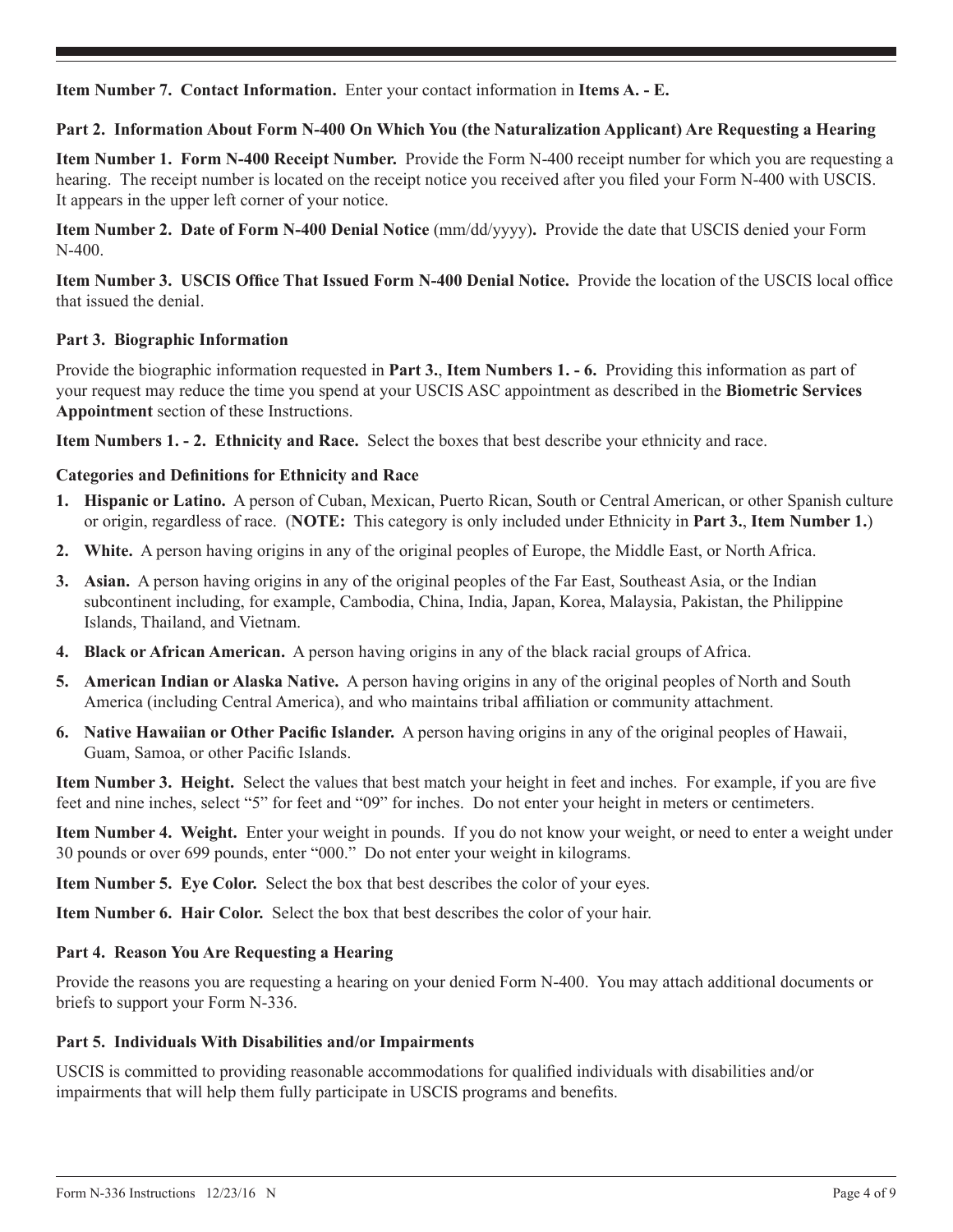**Item Number 7. Contact Information.** Enter your contact information in **Items A. - E.**

### Part 2. Information About Form N-400 On Which You (the Naturalization Applicant) Are Requesting a Hearing

**Item Number 1. Form N-400 Receipt Number.** Provide the Form N-400 receipt number for which you are requesting a hearing. The receipt number is located on the receipt notice you received after you filed your Form N-400 with USCIS. It appears in the upper left corner of your notice.

**Item Number 2. Date of Form N-400 Denial Notice** (mm/dd/yyyy)**.** Provide the date that USCIS denied your Form N-400.

**Item Number 3. USCIS Office That Issued Form N-400 Denial Notice.** Provide the location of the USCIS local office that issued the denial.

### Part 3. Biographic Information

Provide the biographic information requested in **Part 3.**, **Item Numbers 1. - 6.** Providing this information as part of your request may reduce the time you spend at your USCIS ASC appointment as described in the **Biometric Services Appointment** section of these Instructions.

**Item Numbers 1. - 2. Ethnicity and Race.** Select the boxes that best describe your ethnicity and race.

**Categories and Definitions for Ethnicity and Race**

1. **Hispanic or Latino.** A person of Cuban, Mexican, Puerto Rican, South or Central American, or other Spanish culture or origin, regardless of race. (**NOTE:** This category is only included under Ethnicity in **Part 3.**, **Item Number 1.**)
2. **White.** A person having origins in any of the original peoples of Europe, the Middle East, or North Africa.
3. **Asian.** A person having origins in any of the original peoples of the Far East, Southeast Asia, or the Indian subcontinent including, for example, Cambodia, China, India, Japan, Korea, Malaysia, Pakistan, the Philippine Islands, Thailand, and Vietnam.
4. **Black or African American.** A person having origins in any of the black racial groups of Africa.
5. **American Indian or Alaska Native.** A person having origins in any of the original peoples of North and South America (including Central America), and who maintains tribal affiliation or community attachment.
6. **Native Hawaiian or Other Pacific Islander.** A person having origins in any of the original peoples of Hawaii, Guam, Samoa, or other Pacific Islands.

**Item Number 3. Height.** Select the values that best match your height in feet and inches. For example, if you are five feet and nine inches, select "5" for feet and "09" for inches. Do not enter your height in meters or centimeters.

**Item Number 4. Weight.** Enter your weight in pounds. If you do not know your weight, or need to enter a weight under 30 pounds or over 699 pounds, enter "000." Do not enter your weight in kilograms.

**Item Number 5. Eye Color.** Select the box that best describes the color of your eyes.

**Item Number 6. Hair Color.** Select the box that best describes the color of your hair.

### Part 4. Reason You Are Requesting a Hearing

Provide the reasons you are requesting a hearing on your denied Form N-400. You may attach additional documents or briefs to support your Form N-336.

### Part 5. Individuals With Disabilities and/or Impairments

USCIS is committed to providing reasonable accommodations for qualified individuals with disabilities and/or impairments that will help them fully participate in USCIS programs and benefits.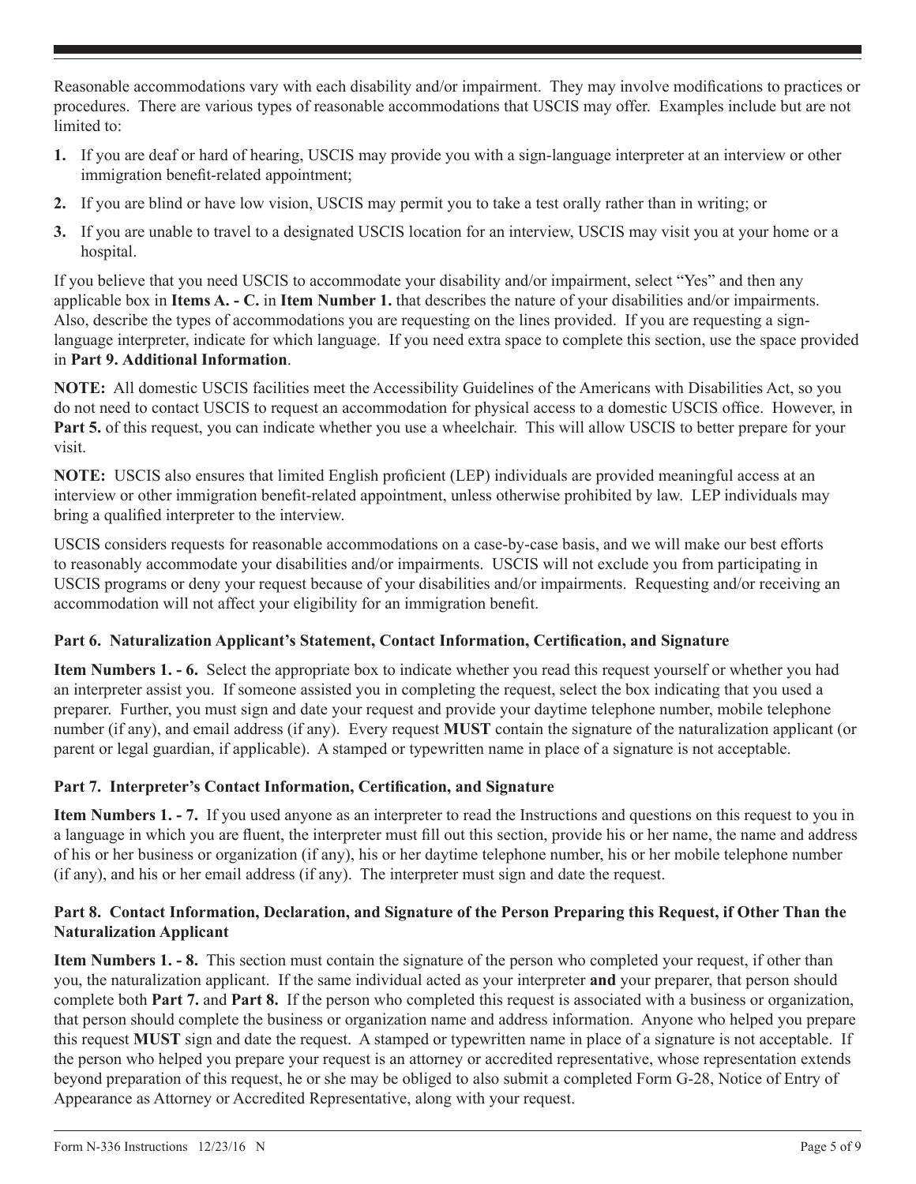Reasonable accommodations vary with each disability and/or impairment. They may involve modifications to practices or procedures. There are various types of reasonable accommodations that USCIS may offer. Examples include but are not limited to:

1. If you are deaf or hard of hearing, USCIS may provide you with a sign-language interpreter at an interview or other immigration benefit-related appointment;
2. If you are blind or have low vision, USCIS may permit you to take a test orally rather than in writing; or
3. If you are unable to travel to a designated USCIS location for an interview, USCIS may visit you at your home or a hospital.

If you believe that you need USCIS to accommodate your disability and/or impairment, select "Yes" and then any applicable box in **Items A. - C.** in **Item Number 1.** that describes the nature of your disabilities and/or impairments. Also, describe the types of accommodations you are requesting on the lines provided. If you are requesting a sign-language interpreter, indicate for which language. If you need extra space to complete this section, use the space provided in **Part 9. Additional Information**.

**NOTE:** All domestic USCIS facilities meet the Accessibility Guidelines of the Americans with Disabilities Act, so you do not need to contact USCIS to request an accommodation for physical access to a domestic USCIS office. However, in **Part 5.** of this request, you can indicate whether you use a wheelchair. This will allow USCIS to better prepare for your visit.

**NOTE:** USCIS also ensures that limited English proficient (LEP) individuals are provided meaningful access at an interview or other immigration benefit-related appointment, unless otherwise prohibited by law. LEP individuals may bring a qualified interpreter to the interview.

USCIS considers requests for reasonable accommodations on a case-by-case basis, and we will make our best efforts to reasonably accommodate your disabilities and/or impairments. USCIS will not exclude you from participating in USCIS programs or deny your request because of your disabilities and/or impairments. Requesting and/or receiving an accommodation will not affect your eligibility for an immigration benefit.

### Part 6. Naturalization Applicant's Statement, Contact Information, Certification, and Signature

**Item Numbers 1. - 6.** Select the appropriate box to indicate whether you read this request yourself or whether you had an interpreter assist you. If someone assisted you in completing the request, select the box indicating that you used a preparer. Further, you must sign and date your request and provide your daytime telephone number, mobile telephone number (if any), and email address (if any). Every request **MUST** contain the signature of the naturalization applicant (or parent or legal guardian, if applicable). A stamped or typewritten name in place of a signature is not acceptable.

### Part 7. Interpreter's Contact Information, Certification, and Signature

**Item Numbers 1. - 7.** If you used anyone as an interpreter to read the Instructions and questions on this request to you in a language in which you are fluent, the interpreter must fill out this section, provide his or her name, the name and address of his or her business or organization (if any), his or her daytime telephone number, his or her mobile telephone number (if any), and his or her email address (if any). The interpreter must sign and date the request.

### Part 8. Contact Information, Declaration, and Signature of the Person Preparing this Request, if Other Than the Naturalization Applicant

**Item Numbers 1. - 8.** This section must contain the signature of the person who completed your request, if other than you, the naturalization applicant. If the same individual acted as your interpreter **and** your preparer, that person should complete both **Part 7.** and **Part 8.** If the person who completed this request is associated with a business or organization, that person should complete the business or organization name and address information. Anyone who helped you prepare this request **MUST** sign and date the request. A stamped or typewritten name in place of a signature is not acceptable. If the person who helped you prepare your request is an attorney or accredited representative, whose representation extends beyond preparation of this request, he or she may be obliged to also submit a completed Form G-28, Notice of Entry of Appearance as Attorney or Accredited Representative, along with your request.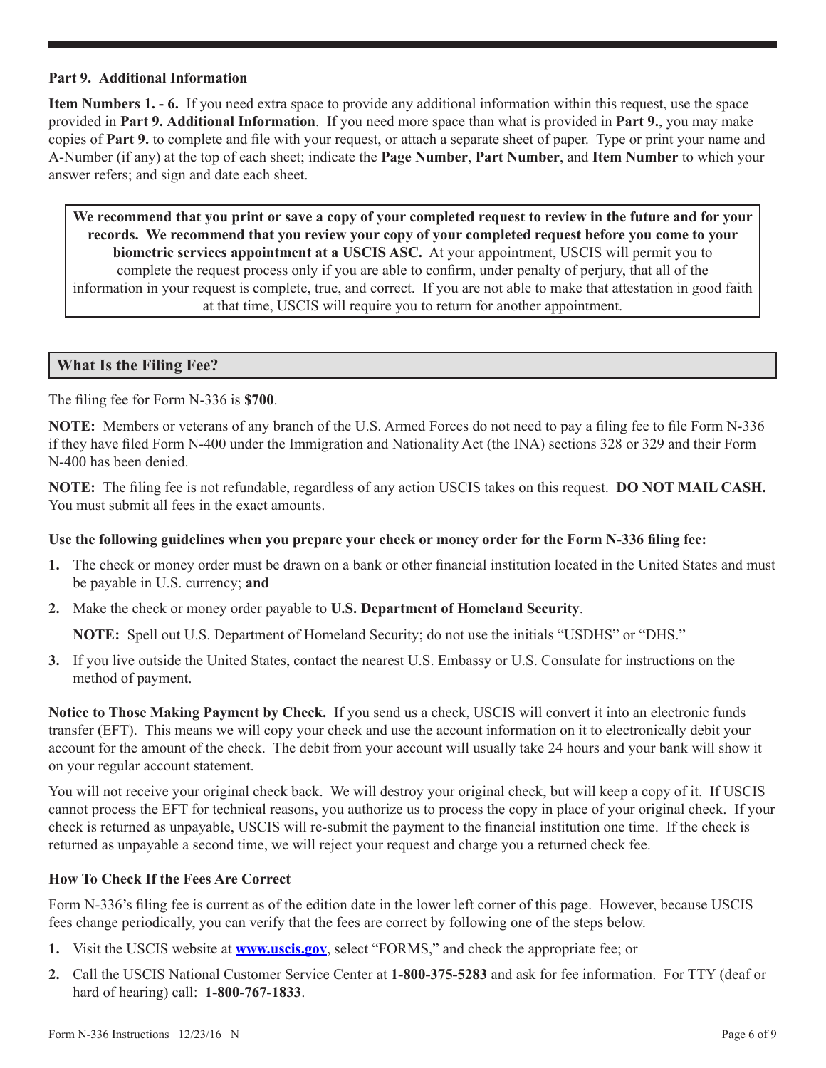**Part 9. Additional Information**

**Item Numbers 1. - 6.** If you need extra space to provide any additional information within this request, use the space provided in **Part 9. Additional Information**. If you need more space than what is provided in **Part 9.**, you may make copies of **Part 9.** to complete and file with your request, or attach a separate sheet of paper. Type or print your name and A-Number (if any) at the top of each sheet; indicate the **Page Number**, **Part Number**, and **Item Number** to which your answer refers; and sign and date each sheet.

> **We recommend that you print or save a copy of your completed request to review in the future and for your records. We recommend that you review your copy of your completed request before you come to your biometric services appointment at a USCIS ASC.** At your appointment, USCIS will permit you to complete the request process only if you are able to confirm, under penalty of perjury, that all of the information in your request is complete, true, and correct. If you are not able to make that attestation in good faith at that time, USCIS will require you to return for another appointment.

## What Is the Filing Fee?

The filing fee for Form N-336 is **$700**.

**NOTE:** Members or veterans of any branch of the U.S. Armed Forces do not need to pay a filing fee to file Form N-336 if they have filed Form N-400 under the Immigration and Nationality Act (the INA) sections 328 or 329 and their Form N-400 has been denied.

**NOTE:** The filing fee is not refundable, regardless of any action USCIS takes on this request. **DO NOT MAIL CASH.** You must submit all fees in the exact amounts.

**Use the following guidelines when you prepare your check or money order for the Form N-336 filing fee:**

1. The check or money order must be drawn on a bank or other financial institution located in the United States and must be payable in U.S. currency; **and**
2. Make the check or money order payable to **U.S. Department of Homeland Security**.

   **NOTE:** Spell out U.S. Department of Homeland Security; do not use the initials "USDHS" or "DHS."
3. If you live outside the United States, contact the nearest U.S. Embassy or U.S. Consulate for instructions on the method of payment.

**Notice to Those Making Payment by Check.** If you send us a check, USCIS will convert it into an electronic funds transfer (EFT). This means we will copy your check and use the account information on it to electronically debit your account for the amount of the check. The debit from your account will usually take 24 hours and your bank will show it on your regular account statement.

You will not receive your original check back. We will destroy your original check, but will keep a copy of it. If USCIS cannot process the EFT for technical reasons, you authorize us to process the copy in place of your original check. If your check is returned as unpayable, USCIS will re-submit the payment to the financial institution one time. If the check is returned as unpayable a second time, we will reject your request and charge you a returned check fee.

**How To Check If the Fees Are Correct**

Form N-336's filing fee is current as of the edition date in the lower left corner of this page. However, because USCIS fees change periodically, you can verify that the fees are correct by following one of the steps below.

1. Visit the USCIS website at **www.uscis.gov**, select "FORMS," and check the appropriate fee; or
2. Call the USCIS National Customer Service Center at **1-800-375-5283** and ask for fee information. For TTY (deaf or hard of hearing) call: **1-800-767-1833**.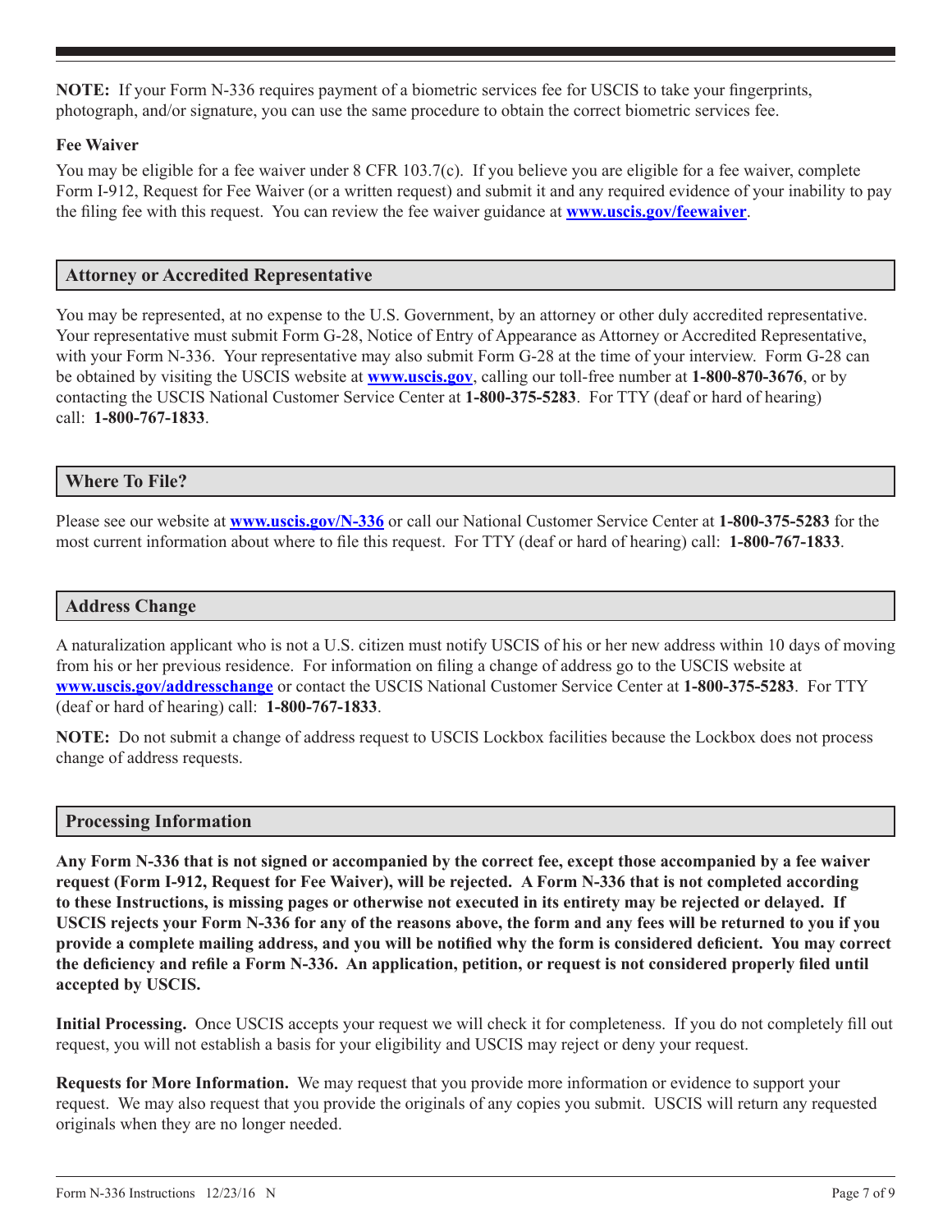**NOTE:** If your Form N-336 requires payment of a biometric services fee for USCIS to take your fingerprints, photograph, and/or signature, you can use the same procedure to obtain the correct biometric services fee.

**Fee Waiver**

You may be eligible for a fee waiver under 8 CFR 103.7(c). If you believe you are eligible for a fee waiver, complete Form I-912, Request for Fee Waiver (or a written request) and submit it and any required evidence of your inability to pay the filing fee with this request. You can review the fee waiver guidance at **www.uscis.gov/feewaiver**.

## Attorney or Accredited Representative

You may be represented, at no expense to the U.S. Government, by an attorney or other duly accredited representative. Your representative must submit Form G-28, Notice of Entry of Appearance as Attorney or Accredited Representative, with your Form N-336. Your representative may also submit Form G-28 at the time of your interview. Form G-28 can be obtained by visiting the USCIS website at **www.uscis.gov**, calling our toll-free number at **1-800-870-3676**, or by contacting the USCIS National Customer Service Center at **1-800-375-5283**. For TTY (deaf or hard of hearing) call: **1-800-767-1833**.

## Where To File?

Please see our website at **www.uscis.gov/N-336** or call our National Customer Service Center at **1-800-375-5283** for the most current information about where to file this request. For TTY (deaf or hard of hearing) call: **1-800-767-1833**.

## Address Change

A naturalization applicant who is not a U.S. citizen must notify USCIS of his or her new address within 10 days of moving from his or her previous residence. For information on filing a change of address go to the USCIS website at **www.uscis.gov/addresschange** or contact the USCIS National Customer Service Center at **1-800-375-5283**. For TTY (deaf or hard of hearing) call: **1-800-767-1833**.

**NOTE:** Do not submit a change of address request to USCIS Lockbox facilities because the Lockbox does not process change of address requests.

## Processing Information

**Any Form N-336 that is not signed or accompanied by the correct fee, except those accompanied by a fee waiver request (Form I-912, Request for Fee Waiver), will be rejected. A Form N-336 that is not completed according to these Instructions, is missing pages or otherwise not executed in its entirety may be rejected or delayed. If USCIS rejects your Form N-336 for any of the reasons above, the form and any fees will be returned to you if you provide a complete mailing address, and you will be notified why the form is considered deficient. You may correct the deficiency and refile a Form N-336. An application, petition, or request is not considered properly filed until accepted by USCIS.**

**Initial Processing.** Once USCIS accepts your request we will check it for completeness. If you do not completely fill out request, you will not establish a basis for your eligibility and USCIS may reject or deny your request.

**Requests for More Information.** We may request that you provide more information or evidence to support your request. We may also request that you provide the originals of any copies you submit. USCIS will return any requested originals when they are no longer needed.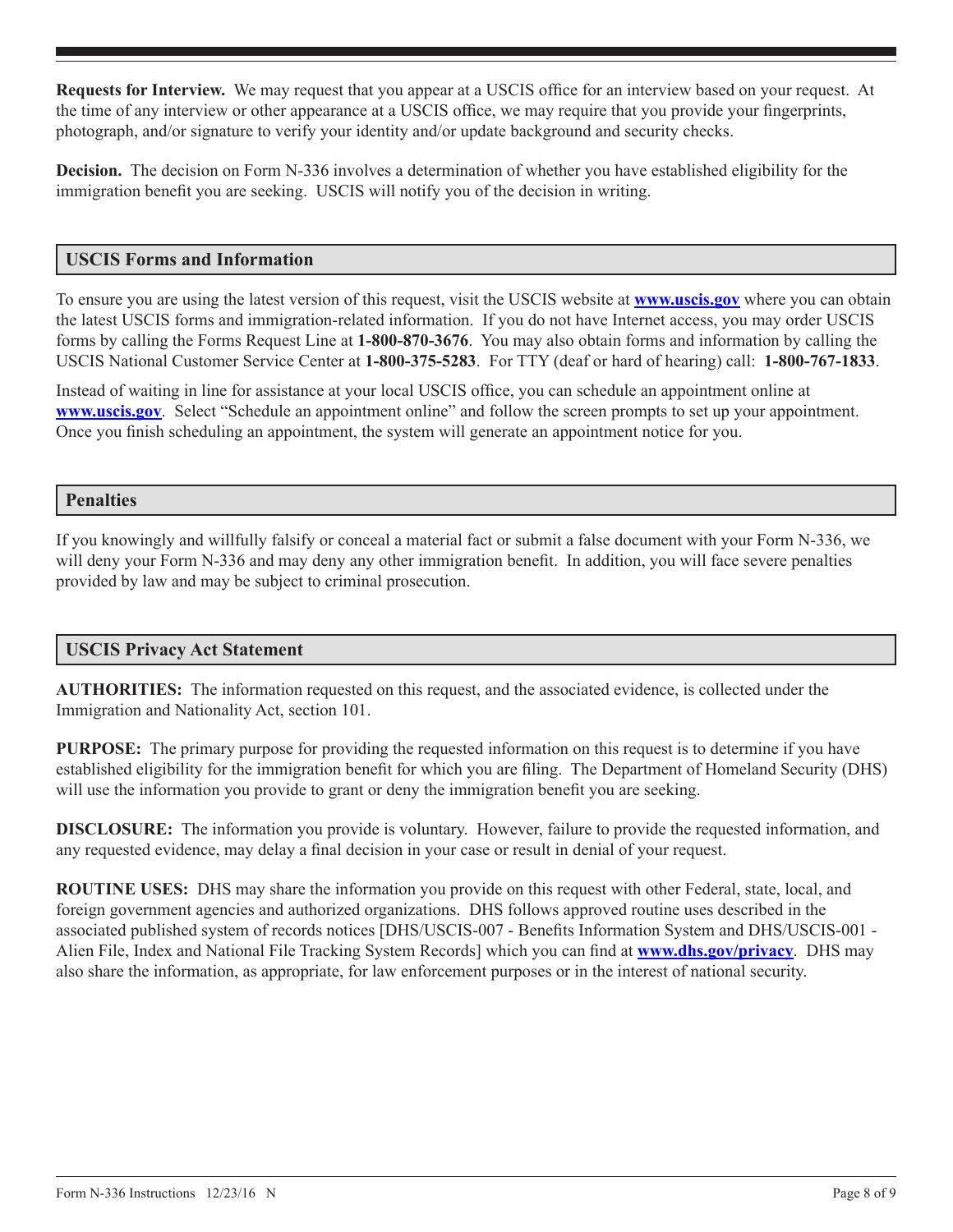**Requests for Interview.** We may request that you appear at a USCIS office for an interview based on your request. At the time of any interview or other appearance at a USCIS office, we may require that you provide your fingerprints, photograph, and/or signature to verify your identity and/or update background and security checks.

**Decision.** The decision on Form N-336 involves a determination of whether you have established eligibility for the immigration benefit you are seeking. USCIS will notify you of the decision in writing.

## USCIS Forms and Information

To ensure you are using the latest version of this request, visit the USCIS website at **www.uscis.gov** where you can obtain the latest USCIS forms and immigration-related information. If you do not have Internet access, you may order USCIS forms by calling the Forms Request Line at **1-800-870-3676**. You may also obtain forms and information by calling the USCIS National Customer Service Center at **1-800-375-5283**. For TTY (deaf or hard of hearing) call: **1-800-767-1833**.

Instead of waiting in line for assistance at your local USCIS office, you can schedule an appointment online at **www.uscis.gov**. Select "Schedule an appointment online" and follow the screen prompts to set up your appointment. Once you finish scheduling an appointment, the system will generate an appointment notice for you.

## Penalties

If you knowingly and willfully falsify or conceal a material fact or submit a false document with your Form N-336, we will deny your Form N-336 and may deny any other immigration benefit. In addition, you will face severe penalties provided by law and may be subject to criminal prosecution.

## USCIS Privacy Act Statement

**AUTHORITIES:** The information requested on this request, and the associated evidence, is collected under the Immigration and Nationality Act, section 101.

**PURPOSE:** The primary purpose for providing the requested information on this request is to determine if you have established eligibility for the immigration benefit for which you are filing. The Department of Homeland Security (DHS) will use the information you provide to grant or deny the immigration benefit you are seeking.

**DISCLOSURE:** The information you provide is voluntary. However, failure to provide the requested information, and any requested evidence, may delay a final decision in your case or result in denial of your request.

**ROUTINE USES:** DHS may share the information you provide on this request with other Federal, state, local, and foreign government agencies and authorized organizations. DHS follows approved routine uses described in the associated published system of records notices [DHS/USCIS-007 - Benefits Information System and DHS/USCIS-001 - Alien File, Index and National File Tracking System Records] which you can find at **www.dhs.gov/privacy**. DHS may also share the information, as appropriate, for law enforcement purposes or in the interest of national security.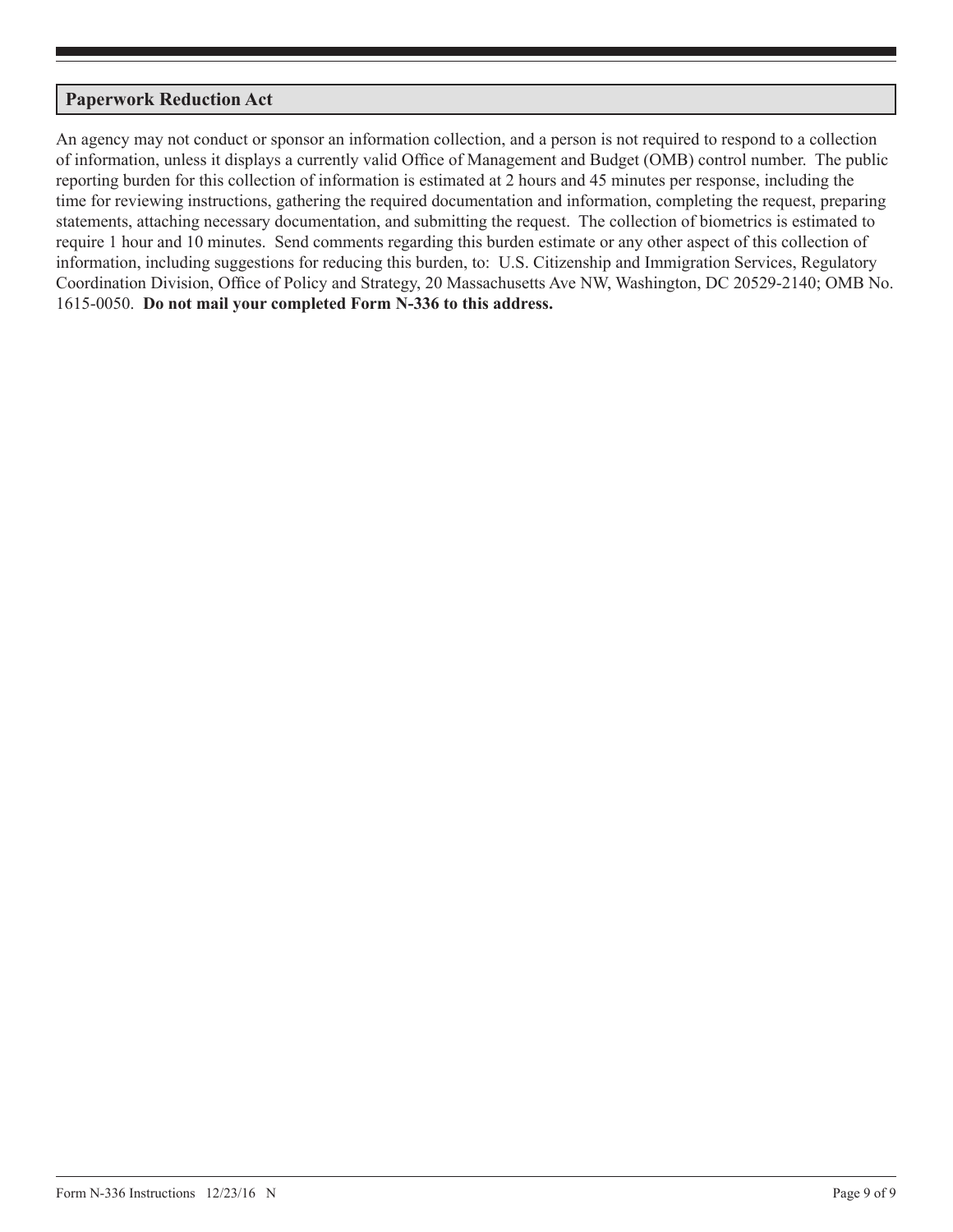## Paperwork Reduction Act

An agency may not conduct or sponsor an information collection, and a person is not required to respond to a collection of information, unless it displays a currently valid Office of Management and Budget (OMB) control number. The public reporting burden for this collection of information is estimated at 2 hours and 45 minutes per response, including the time for reviewing instructions, gathering the required documentation and information, completing the request, preparing statements, attaching necessary documentation, and submitting the request. The collection of biometrics is estimated to require 1 hour and 10 minutes. Send comments regarding this burden estimate or any other aspect of this collection of information, including suggestions for reducing this burden, to: U.S. Citizenship and Immigration Services, Regulatory Coordination Division, Office of Policy and Strategy, 20 Massachusetts Ave NW, Washington, DC 20529-2140; OMB No. 1615-0050. **Do not mail your completed Form N-336 to this address.**